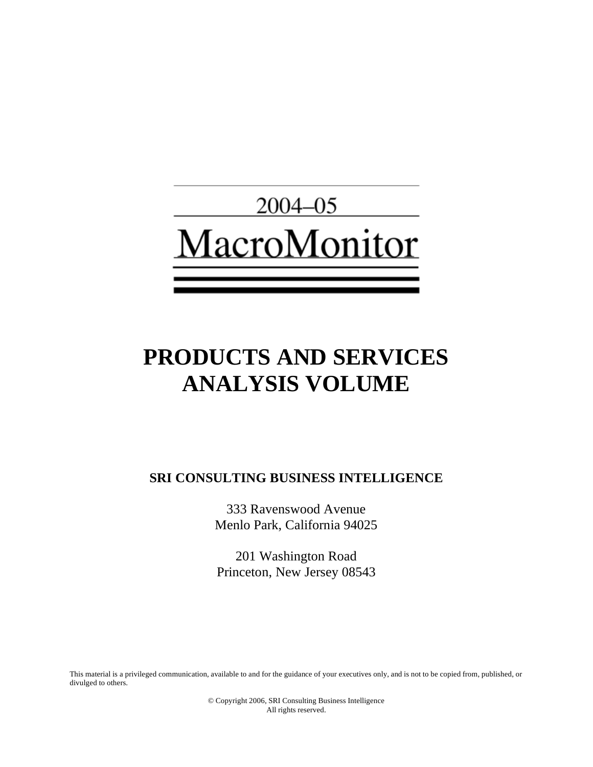2004–05

# MacroMonitor

# PRODUCTS AND SERVICES ANALYSIS VOLUME

**SRI CONSULTING BUSINESS INTELLIGENCE**

333 Ravenswood Avenue
Menlo Park, California 94025

201 Washington Road
Princeton, New Jersey 08543

This material is a privileged communication, available to and for the guidance of your executives only, and is not to be copied from, published, or divulged to others.

© Copyright 2006, SRI Consulting Business Intelligence
All rights reserved.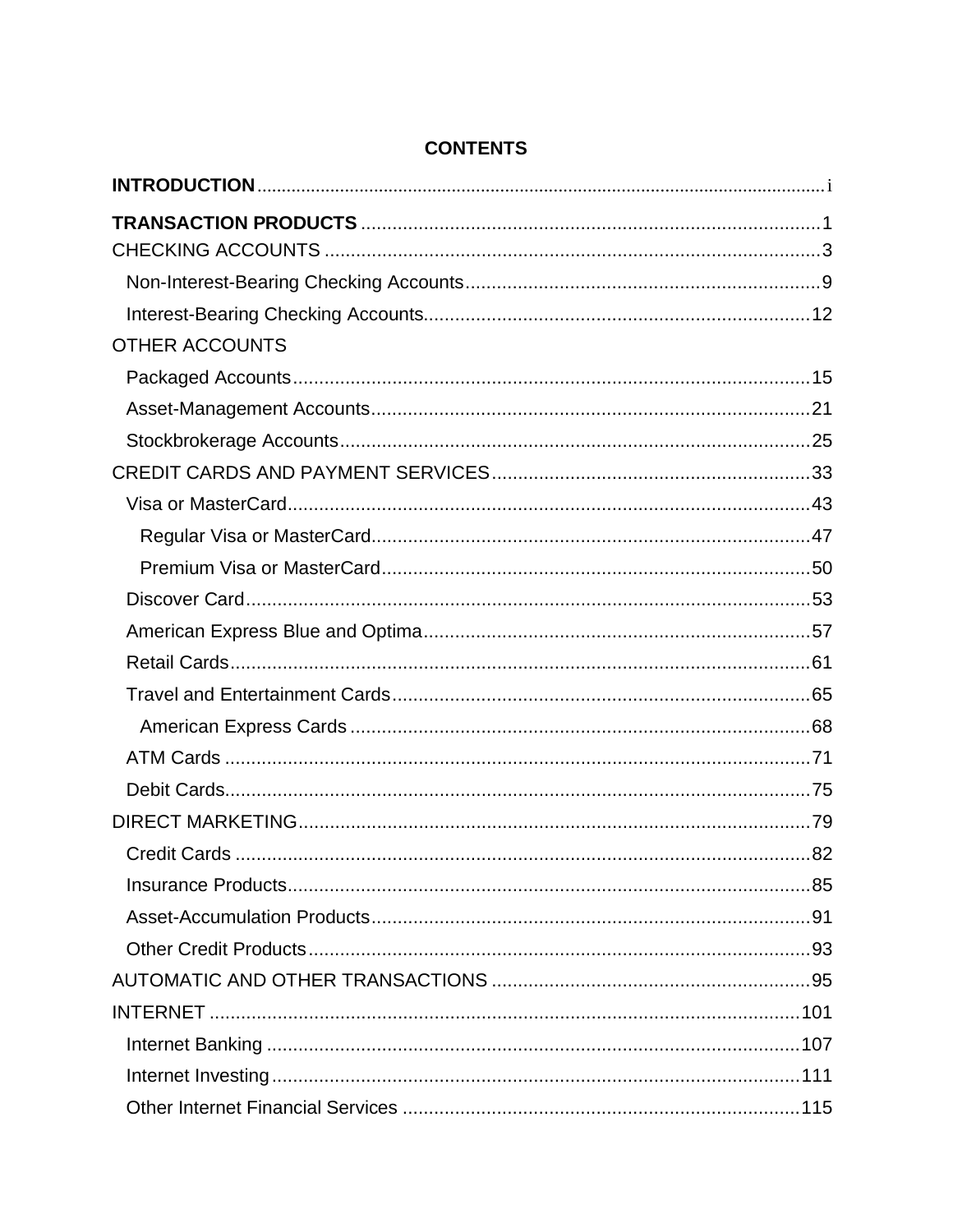# CONTENTS

**INTRODUCTION** ........ i

**TRANSACTION PRODUCTS** ........ 1

CHECKING ACCOUNTS ........ 3

- Non-Interest-Bearing Checking Accounts ........ 9
- Interest-Bearing Checking Accounts ........ 12

OTHER ACCOUNTS

- Packaged Accounts ........ 15
- Asset-Management Accounts ........ 21
- Stockbrokerage Accounts ........ 25

CREDIT CARDS AND PAYMENT SERVICES ........ 33

- Visa or MasterCard ........ 43
  - Regular Visa or MasterCard ........ 47
  - Premium Visa or MasterCard ........ 50
- Discover Card ........ 53
- American Express Blue and Optima ........ 57
- Retail Cards ........ 61
- Travel and Entertainment Cards ........ 65
  - American Express Cards ........ 68
- ATM Cards ........ 71
- Debit Cards ........ 75

DIRECT MARKETING ........ 79

- Credit Cards ........ 82
- Insurance Products ........ 85
- Asset-Accumulation Products ........ 91
- Other Credit Products ........ 93

AUTOMATIC AND OTHER TRANSACTIONS ........ 95

INTERNET ........ 101

- Internet Banking ........ 107
- Internet Investing ........ 111
- Other Internet Financial Services ........ 115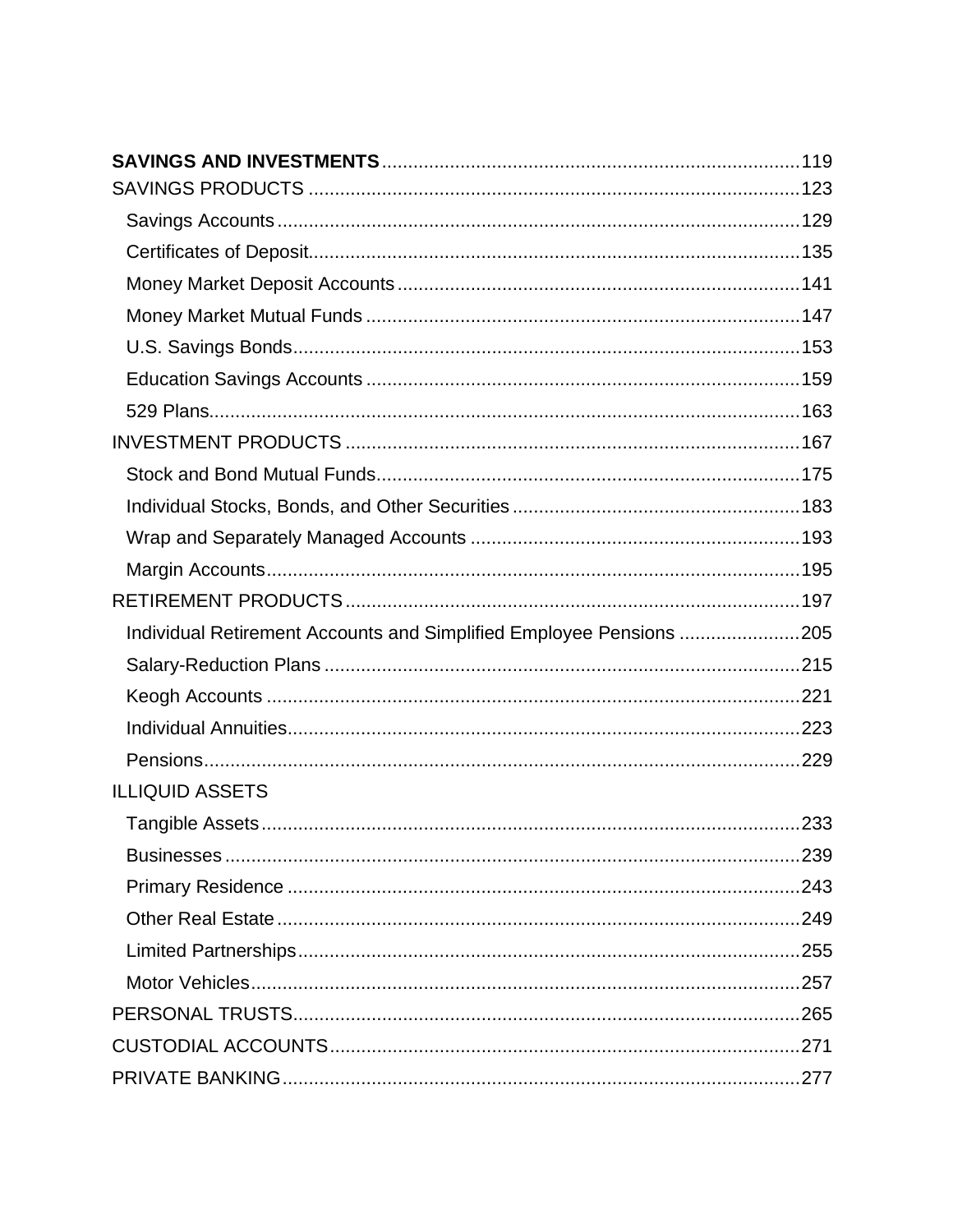**SAVINGS AND INVESTMENTS** .......... 119

SAVINGS PRODUCTS .......... 123

- Savings Accounts .......... 129
- Certificates of Deposit .......... 135
- Money Market Deposit Accounts .......... 141
- Money Market Mutual Funds .......... 147
- U.S. Savings Bonds .......... 153
- Education Savings Accounts .......... 159
- 529 Plans .......... 163

INVESTMENT PRODUCTS .......... 167

- Stock and Bond Mutual Funds .......... 175
- Individual Stocks, Bonds, and Other Securities .......... 183
- Wrap and Separately Managed Accounts .......... 193
- Margin Accounts .......... 195

RETIREMENT PRODUCTS .......... 197

- Individual Retirement Accounts and Simplified Employee Pensions .......... 205
- Salary-Reduction Plans .......... 215
- Keogh Accounts .......... 221
- Individual Annuities .......... 223
- Pensions .......... 229

ILLIQUID ASSETS

- Tangible Assets .......... 233
- Businesses .......... 239
- Primary Residence .......... 243
- Other Real Estate .......... 249
- Limited Partnerships .......... 255
- Motor Vehicles .......... 257

PERSONAL TRUSTS .......... 265

CUSTODIAL ACCOUNTS .......... 271

PRIVATE BANKING .......... 277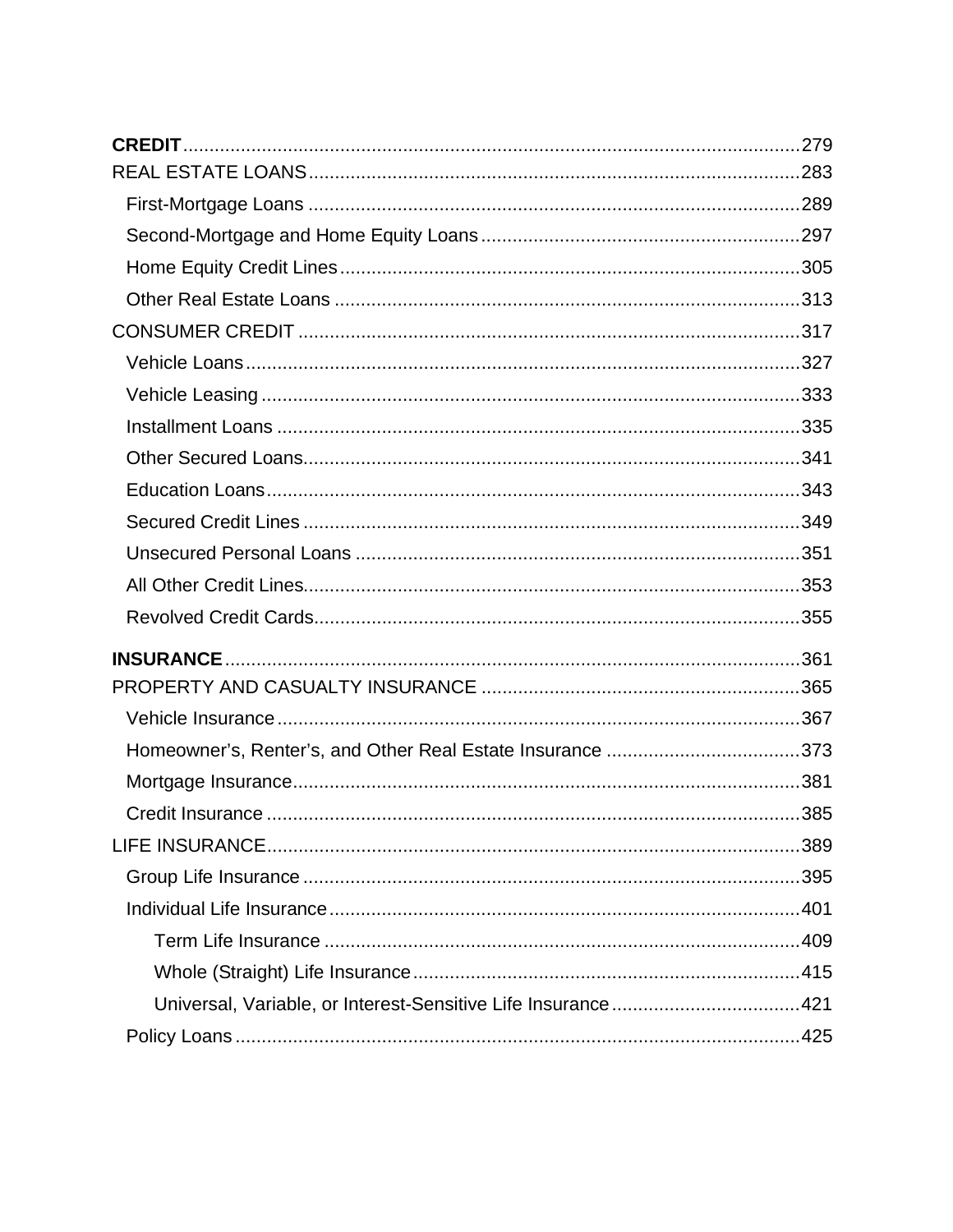**CREDIT** ........ 279
REAL ESTATE LOANS ........ 283
- First-Mortgage Loans ........ 289
- Second-Mortgage and Home Equity Loans ........ 297
- Home Equity Credit Lines ........ 305
- Other Real Estate Loans ........ 313

CONSUMER CREDIT ........ 317
- Vehicle Loans ........ 327
- Vehicle Leasing ........ 333
- Installment Loans ........ 335
- Other Secured Loans ........ 341
- Education Loans ........ 343
- Secured Credit Lines ........ 349
- Unsecured Personal Loans ........ 351
- All Other Credit Lines ........ 353
- Revolved Credit Cards ........ 355

**INSURANCE** ........ 361
PROPERTY AND CASUALTY INSURANCE ........ 365
- Vehicle Insurance ........ 367
- Homeowner's, Renter's, and Other Real Estate Insurance ........ 373
- Mortgage Insurance ........ 381
- Credit Insurance ........ 385

LIFE INSURANCE ........ 389
- Group Life Insurance ........ 395
- Individual Life Insurance ........ 401
  - Term Life Insurance ........ 409
  - Whole (Straight) Life Insurance ........ 415
  - Universal, Variable, or Interest-Sensitive Life Insurance ........ 421
- Policy Loans ........ 425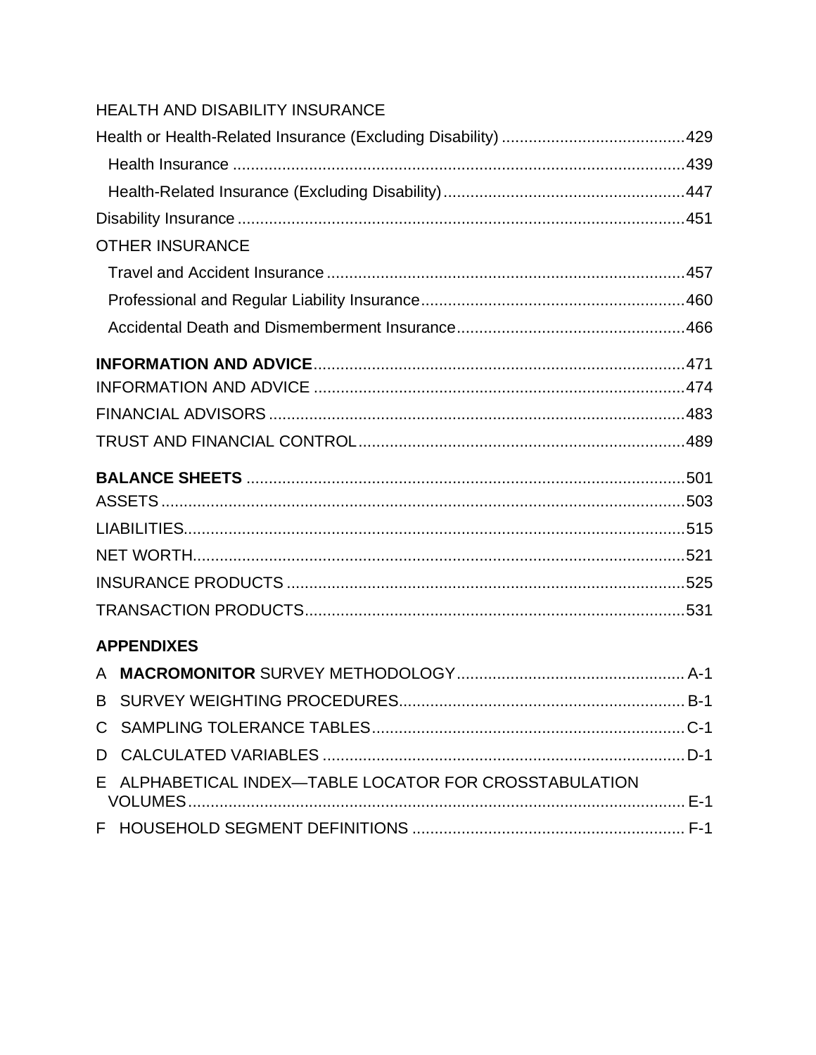HEALTH AND DISABILITY INSURANCE

Health or Health-Related Insurance (Excluding Disability) ........................................429

Health Insurance ....................................................................................................439

Health-Related Insurance (Excluding Disability).....................................................447

Disability Insurance ...................................................................................................451

OTHER INSURANCE

Travel and Accident Insurance ...............................................................................457

Professional and Regular Liability Insurance..........................................................460

Accidental Death and Dismemberment Insurance..................................................466

**INFORMATION AND ADVICE**.................................................................................471

INFORMATION AND ADVICE .................................................................................474

FINANCIAL ADVISORS ...........................................................................................483

TRUST AND FINANCIAL CONTROL.......................................................................489

**BALANCE SHEETS** .................................................................................................501

ASSETS ....................................................................................................................503

LIABILITIES...............................................................................................................515

NET WORTH.............................................................................................................521

INSURANCE PRODUCTS ........................................................................................525

TRANSACTION PRODUCTS...................................................................................531

**APPENDIXES**

A **MACROMONITOR** SURVEY METHODOLOGY.................................................. A-1

B SURVEY WEIGHTING PROCEDURES............................................................... B-1

C SAMPLING TOLERANCE TABLES..................................................................... C-1

D CALCULATED VARIABLES ................................................................................ D-1

E ALPHABETICAL INDEX—TABLE LOCATOR FOR CROSSTABULATION VOLUMES............................................................................................................... E-1

F HOUSEHOLD SEGMENT DEFINITIONS ............................................................ F-1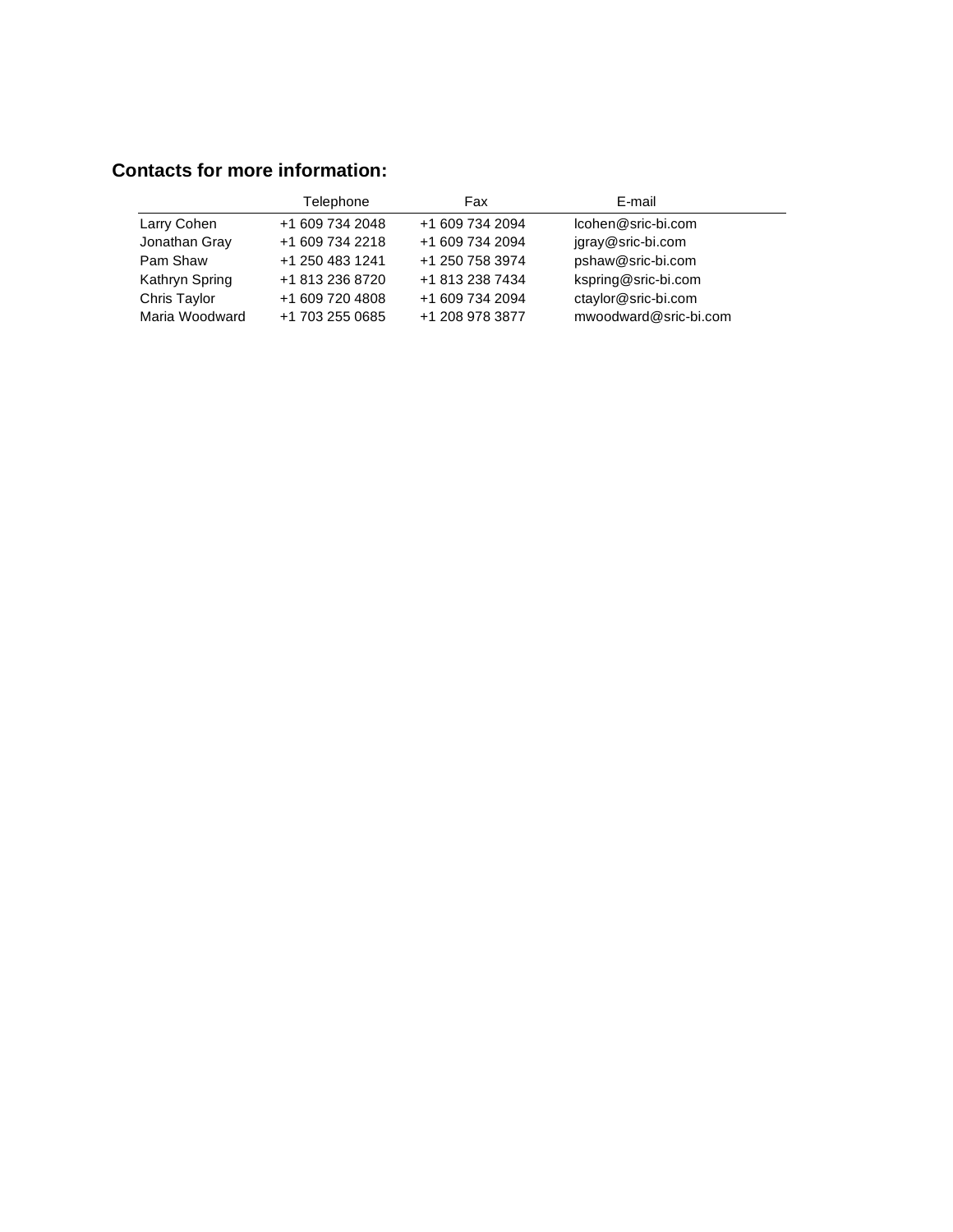## Contacts for more information:

| | Telephone | Fax | E-mail |
|---|---|---|---|
| Larry Cohen | +1 609 734 2048 | +1 609 734 2094 | lcohen@sric-bi.com |
| Jonathan Gray | +1 609 734 2218 | +1 609 734 2094 | jgray@sric-bi.com |
| Pam Shaw | +1 250 483 1241 | +1 250 758 3974 | pshaw@sric-bi.com |
| Kathryn Spring | +1 813 236 8720 | +1 813 238 7434 | kspring@sric-bi.com |
| Chris Taylor | +1 609 720 4808 | +1 609 734 2094 | ctaylor@sric-bi.com |
| Maria Woodward | +1 703 255 0685 | +1 208 978 3877 | mwoodward@sric-bi.com |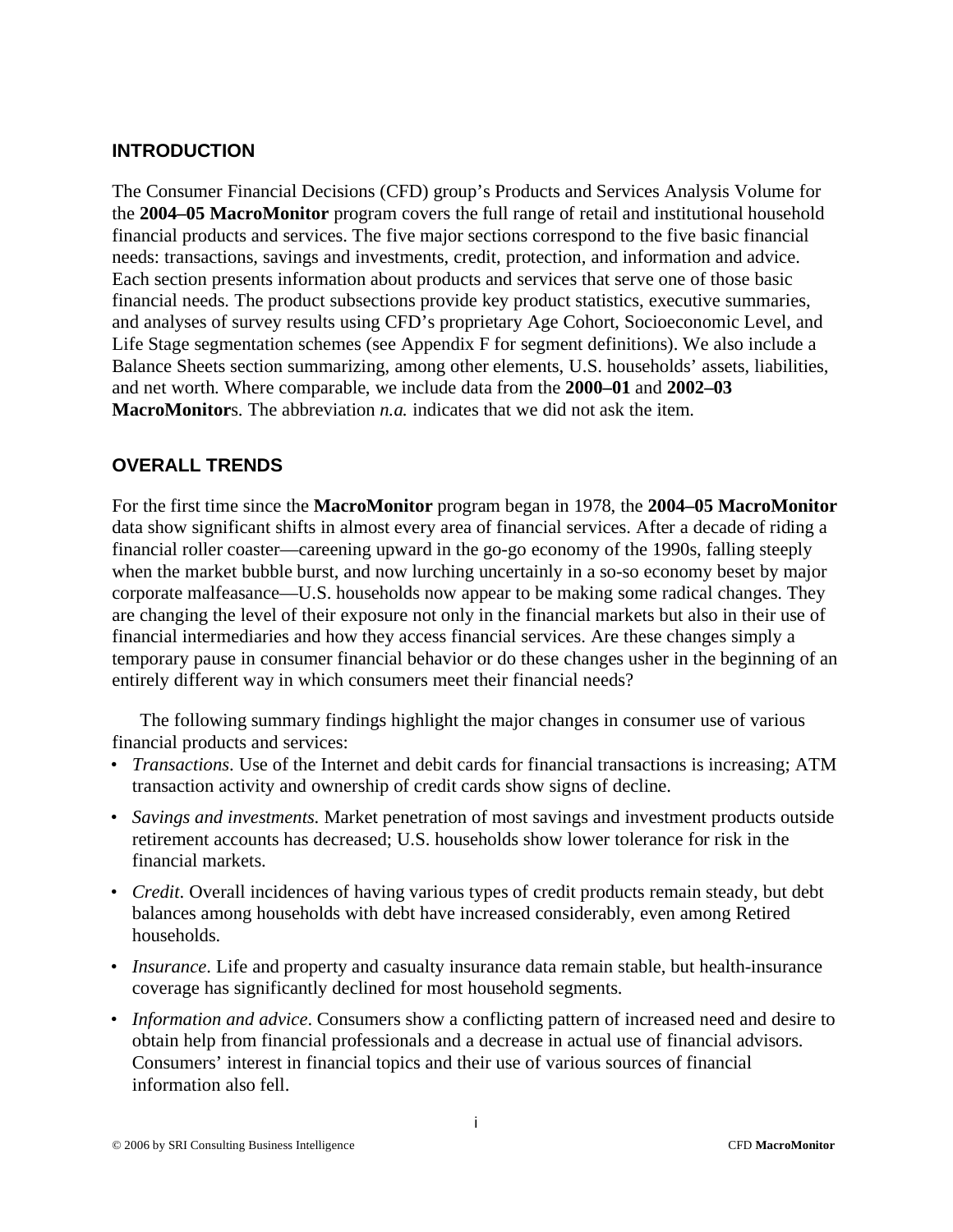## INTRODUCTION

The Consumer Financial Decisions (CFD) group's Products and Services Analysis Volume for the **2004–05 MacroMonitor** program covers the full range of retail and institutional household financial products and services. The five major sections correspond to the five basic financial needs: transactions, savings and investments, credit, protection, and information and advice. Each section presents information about products and services that serve one of those basic financial needs. The product subsections provide key product statistics, executive summaries, and analyses of survey results using CFD's proprietary Age Cohort, Socioeconomic Level, and Life Stage segmentation schemes (see Appendix F for segment definitions). We also include a Balance Sheets section summarizing, among other elements, U.S. households' assets, liabilities, and net worth. Where comparable, we include data from the **2000–01** and **2002–03 MacroMonitor**s. The abbreviation *n.a.* indicates that we did not ask the item.

## OVERALL TRENDS

For the first time since the **MacroMonitor** program began in 1978, the **2004–05 MacroMonitor** data show significant shifts in almost every area of financial services. After a decade of riding a financial roller coaster—careening upward in the go-go economy of the 1990s, falling steeply when the market bubble burst, and now lurching uncertainly in a so-so economy beset by major corporate malfeasance—U.S. households now appear to be making some radical changes. They are changing the level of their exposure not only in the financial markets but also in their use of financial intermediaries and how they access financial services. Are these changes simply a temporary pause in consumer financial behavior or do these changes usher in the beginning of an entirely different way in which consumers meet their financial needs?

The following summary findings highlight the major changes in consumer use of various financial products and services:

- *Transactions*. Use of the Internet and debit cards for financial transactions is increasing; ATM transaction activity and ownership of credit cards show signs of decline.
- *Savings and investments.* Market penetration of most savings and investment products outside retirement accounts has decreased; U.S. households show lower tolerance for risk in the financial markets.
- *Credit*. Overall incidences of having various types of credit products remain steady, but debt balances among households with debt have increased considerably, even among Retired households.
- *Insurance*. Life and property and casualty insurance data remain stable, but health-insurance coverage has significantly declined for most household segments.
- *Information and advice*. Consumers show a conflicting pattern of increased need and desire to obtain help from financial professionals and a decrease in actual use of financial advisors. Consumers' interest in financial topics and their use of various sources of financial information also fell.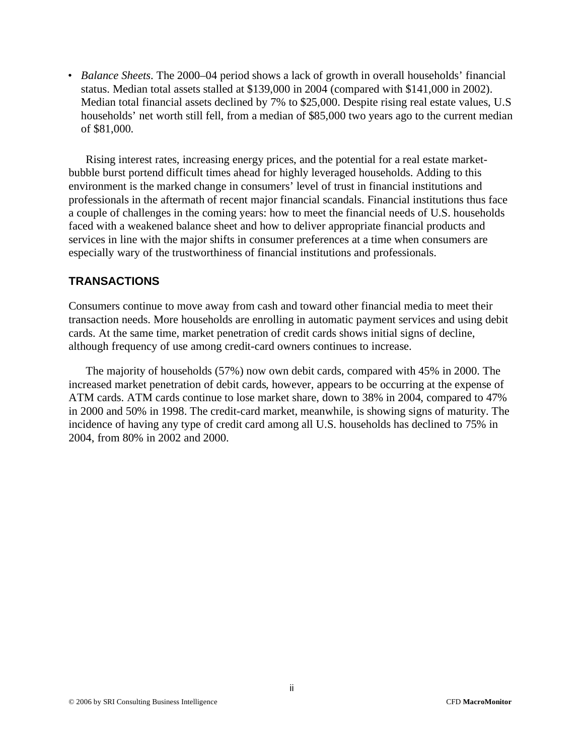- *Balance Sheets*. The 2000–04 period shows a lack of growth in overall households' financial status. Median total assets stalled at $139,000 in 2004 (compared with $141,000 in 2002). Median total financial assets declined by 7% to $25,000. Despite rising real estate values, U.S households' net worth still fell, from a median of $85,000 two years ago to the current median of $81,000.

Rising interest rates, increasing energy prices, and the potential for a real estate market-bubble burst portend difficult times ahead for highly leveraged households. Adding to this environment is the marked change in consumers' level of trust in financial institutions and professionals in the aftermath of recent major financial scandals. Financial institutions thus face a couple of challenges in the coming years: how to meet the financial needs of U.S. households faced with a weakened balance sheet and how to deliver appropriate financial products and services in line with the major shifts in consumer preferences at a time when consumers are especially wary of the trustworthiness of financial institutions and professionals.

## TRANSACTIONS

Consumers continue to move away from cash and toward other financial media to meet their transaction needs. More households are enrolling in automatic payment services and using debit cards. At the same time, market penetration of credit cards shows initial signs of decline, although frequency of use among credit-card owners continues to increase.

The majority of households (57%) now own debit cards, compared with 45% in 2000. The increased market penetration of debit cards, however, appears to be occurring at the expense of ATM cards. ATM cards continue to lose market share, down to 38% in 2004, compared to 47% in 2000 and 50% in 1998. The credit-card market, meanwhile, is showing signs of maturity. The incidence of having any type of credit card among all U.S. households has declined to 75% in 2004, from 80% in 2002 and 2000.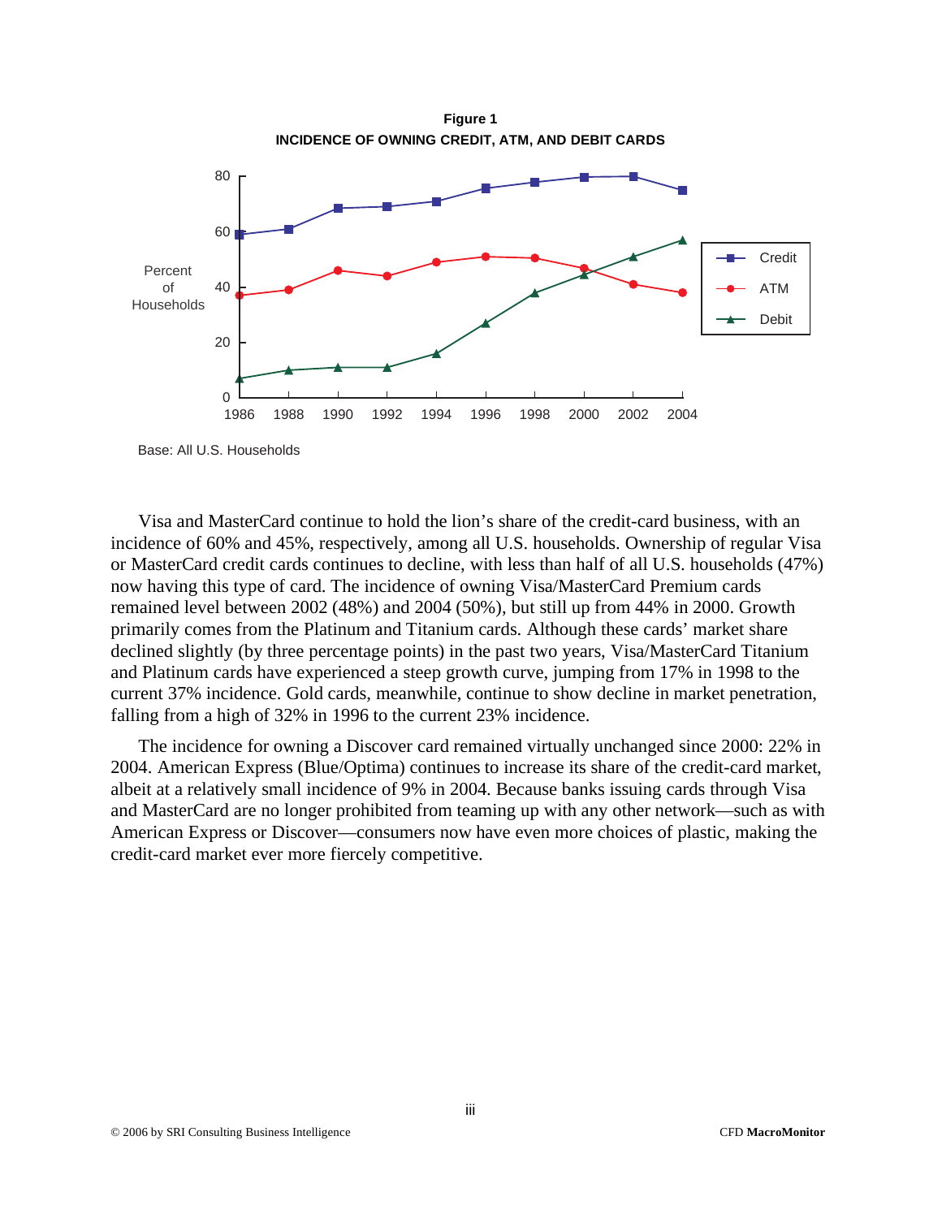**Figure 1**
**INCIDENCE OF OWNING CREDIT, ATM, AND DEBIT CARDS**

Base: All U.S. Households

Visa and MasterCard continue to hold the lion's share of the credit-card business, with an incidence of 60% and 45%, respectively, among all U.S. households. Ownership of regular Visa or MasterCard credit cards continues to decline, with less than half of all U.S. households (47%) now having this type of card. The incidence of owning Visa/MasterCard Premium cards remained level between 2002 (48%) and 2004 (50%), but still up from 44% in 2000. Growth primarily comes from the Platinum and Titanium cards. Although these cards' market share declined slightly (by three percentage points) in the past two years, Visa/MasterCard Titanium and Platinum cards have experienced a steep growth curve, jumping from 17% in 1998 to the current 37% incidence. Gold cards, meanwhile, continue to show decline in market penetration, falling from a high of 32% in 1996 to the current 23% incidence.

The incidence for owning a Discover card remained virtually unchanged since 2000: 22% in 2004. American Express (Blue/Optima) continues to increase its share of the credit-card market, albeit at a relatively small incidence of 9% in 2004. Because banks issuing cards through Visa and MasterCard are no longer prohibited from teaming up with any other network—such as with American Express or Discover—consumers now have even more choices of plastic, making the credit-card market ever more fiercely competitive.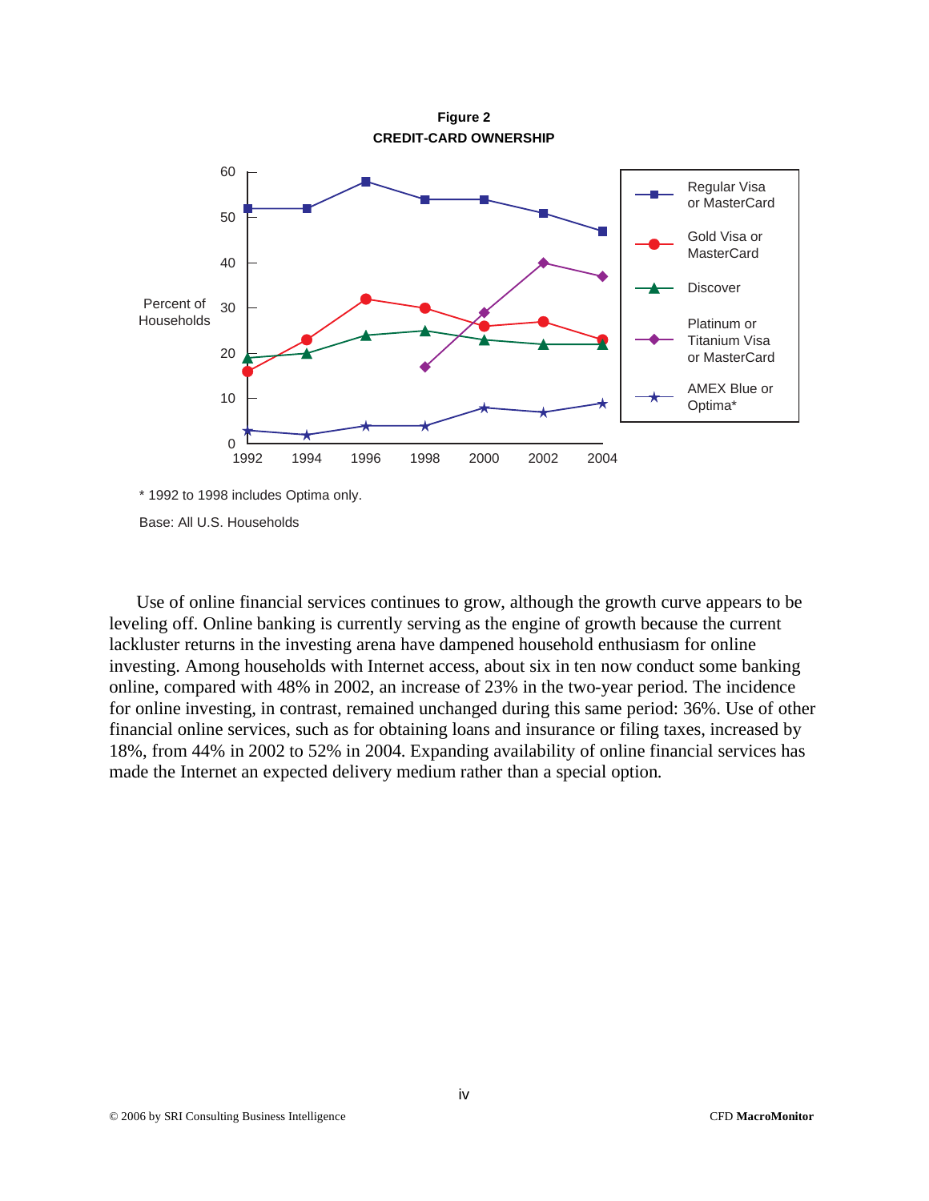**Figure 2**
**CREDIT-CARD OWNERSHIP**

\* 1992 to 1998 includes Optima only.

Base: All U.S. Households

Use of online financial services continues to grow, although the growth curve appears to be leveling off. Online banking is currently serving as the engine of growth because the current lackluster returns in the investing arena have dampened household enthusiasm for online investing. Among households with Internet access, about six in ten now conduct some banking online, compared with 48% in 2002, an increase of 23% in the two-year period. The incidence for online investing, in contrast, remained unchanged during this same period: 36%. Use of other financial online services, such as for obtaining loans and insurance or filing taxes, increased by 18%, from 44% in 2002 to 52% in 2004. Expanding availability of online financial services has made the Internet an expected delivery medium rather than a special option.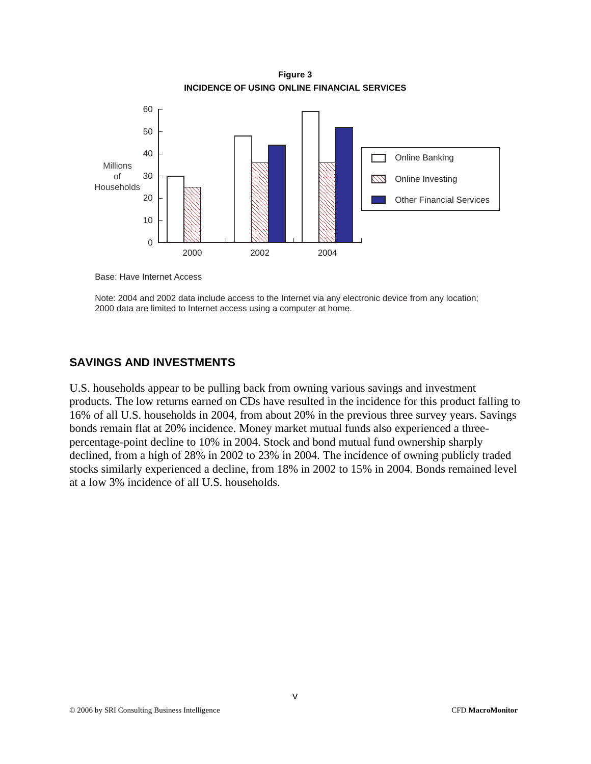**Figure 3**
**INCIDENCE OF USING ONLINE FINANCIAL SERVICES**

Base: Have Internet Access

Note: 2004 and 2002 data include access to the Internet via any electronic device from any location; 2000 data are limited to Internet access using a computer at home.

## SAVINGS AND INVESTMENTS

U.S. households appear to be pulling back from owning various savings and investment products. The low returns earned on CDs have resulted in the incidence for this product falling to 16% of all U.S. households in 2004, from about 20% in the previous three survey years. Savings bonds remain flat at 20% incidence. Money market mutual funds also experienced a three-percentage-point decline to 10% in 2004. Stock and bond mutual fund ownership sharply declined, from a high of 28% in 2002 to 23% in 2004. The incidence of owning publicly traded stocks similarly experienced a decline, from 18% in 2002 to 15% in 2004. Bonds remained level at a low 3% incidence of all U.S. households.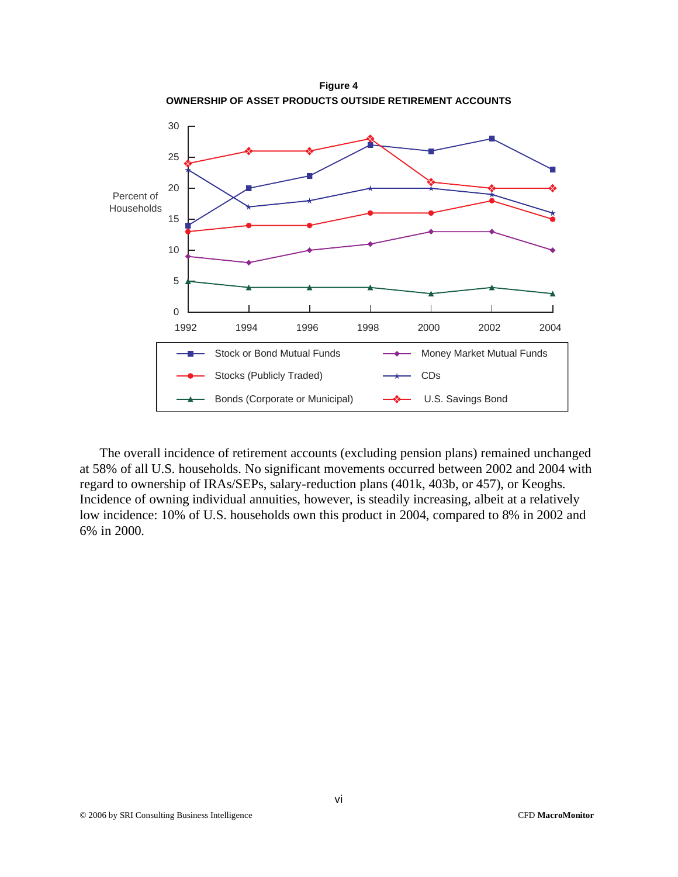**Figure 4**
**OWNERSHIP OF ASSET PRODUCTS OUTSIDE RETIREMENT ACCOUNTS**

The overall incidence of retirement accounts (excluding pension plans) remained unchanged at 58% of all U.S. households. No significant movements occurred between 2002 and 2004 with regard to ownership of IRAs/SEPs, salary-reduction plans (401k, 403b, or 457), or Keoghs. Incidence of owning individual annuities, however, is steadily increasing, albeit at a relatively low incidence: 10% of U.S. households own this product in 2004, compared to 8% in 2002 and 6% in 2000.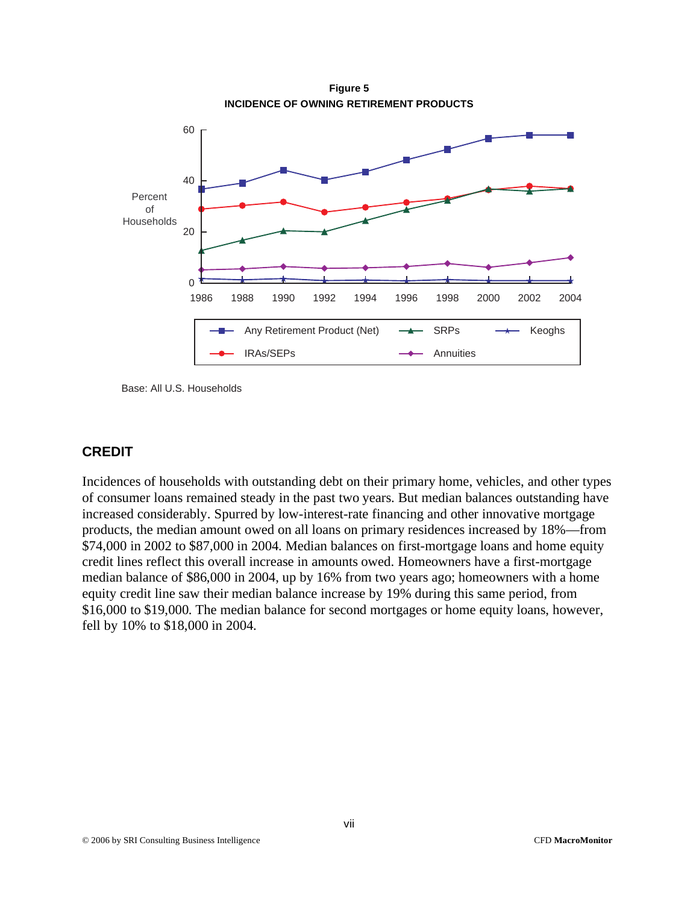**Figure 5**
**INCIDENCE OF OWNING RETIREMENT PRODUCTS**

Base: All U.S. Households

## CREDIT

Incidences of households with outstanding debt on their primary home, vehicles, and other types of consumer loans remained steady in the past two years. But median balances outstanding have increased considerably. Spurred by low-interest-rate financing and other innovative mortgage products, the median amount owed on all loans on primary residences increased by 18%—from $74,000 in 2002 to $87,000 in 2004. Median balances on first-mortgage loans and home equity credit lines reflect this overall increase in amounts owed. Homeowners have a first-mortgage median balance of $86,000 in 2004, up by 16% from two years ago; homeowners with a home equity credit line saw their median balance increase by 19% during this same period, from $16,000 to $19,000. The median balance for second mortgages or home equity loans, however, fell by 10% to $18,000 in 2004.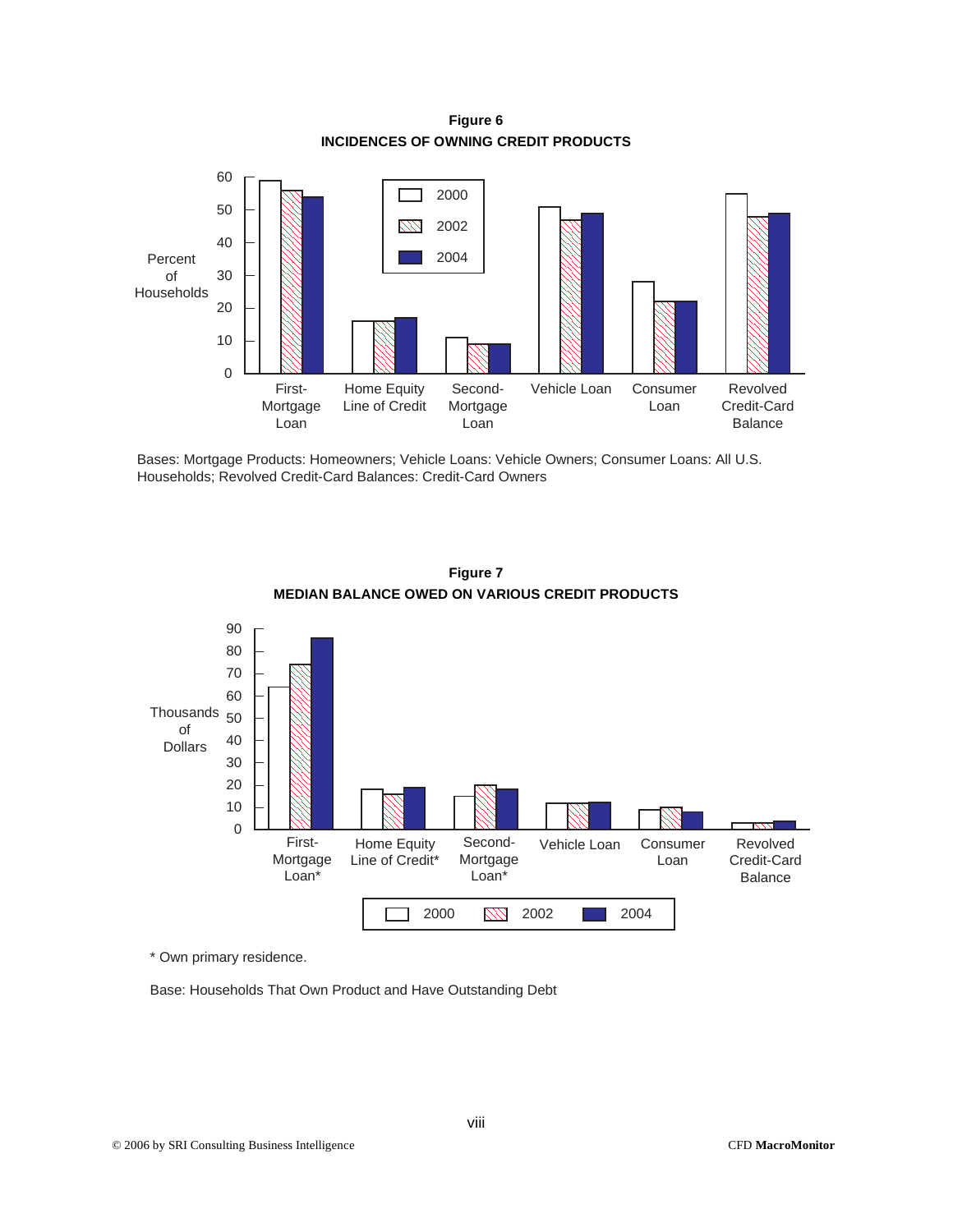**Figure 6**

**INCIDENCES OF OWNING CREDIT PRODUCTS**

Bases: Mortgage Products: Homeowners; Vehicle Loans: Vehicle Owners; Consumer Loans: All U.S. Households; Revolved Credit-Card Balances: Credit-Card Owners

**Figure 7**

**MEDIAN BALANCE OWED ON VARIOUS CREDIT PRODUCTS**

* Own primary residence.

Base: Households That Own Product and Have Outstanding Debt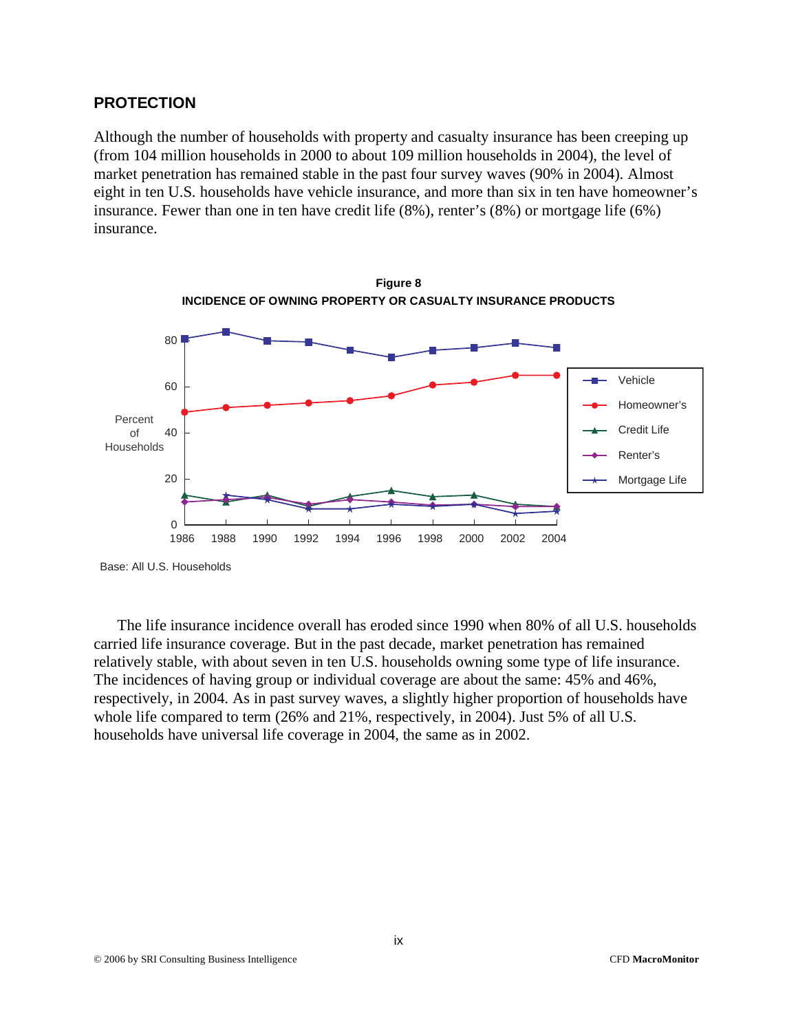## PROTECTION

Although the number of households with property and casualty insurance has been creeping up (from 104 million households in 2000 to about 109 million households in 2004), the level of market penetration has remained stable in the past four survey waves (90% in 2004). Almost eight in ten U.S. households have vehicle insurance, and more than six in ten have homeowner's insurance. Fewer than one in ten have credit life (8%), renter's (8%) or mortgage life (6%) insurance.

**Figure 8**
**INCIDENCE OF OWNING PROPERTY OR CASUALTY INSURANCE PRODUCTS**

Base: All U.S. Households

The life insurance incidence overall has eroded since 1990 when 80% of all U.S. households carried life insurance coverage. But in the past decade, market penetration has remained relatively stable, with about seven in ten U.S. households owning some type of life insurance. The incidences of having group or individual coverage are about the same: 45% and 46%, respectively, in 2004. As in past survey waves, a slightly higher proportion of households have whole life compared to term (26% and 21%, respectively, in 2004). Just 5% of all U.S. households have universal life coverage in 2004, the same as in 2002.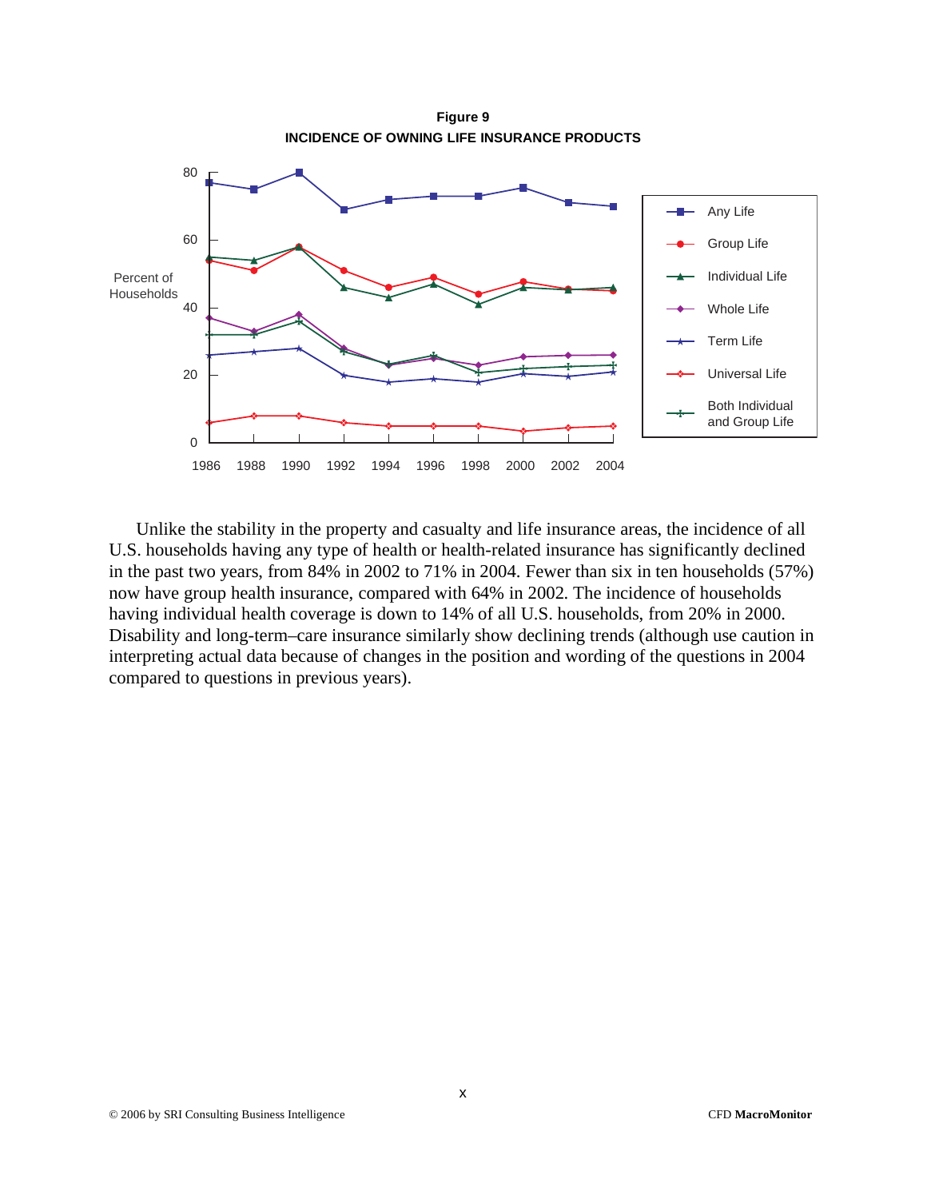**Figure 9**
**INCIDENCE OF OWNING LIFE INSURANCE PRODUCTS**

Unlike the stability in the property and casualty and life insurance areas, the incidence of all U.S. households having any type of health or health-related insurance has significantly declined in the past two years, from 84% in 2002 to 71% in 2004. Fewer than six in ten households (57%) now have group health insurance, compared with 64% in 2002. The incidence of households having individual health coverage is down to 14% of all U.S. households, from 20% in 2000. Disability and long-term–care insurance similarly show declining trends (although use caution in interpreting actual data because of changes in the position and wording of the questions in 2004 compared to questions in previous years).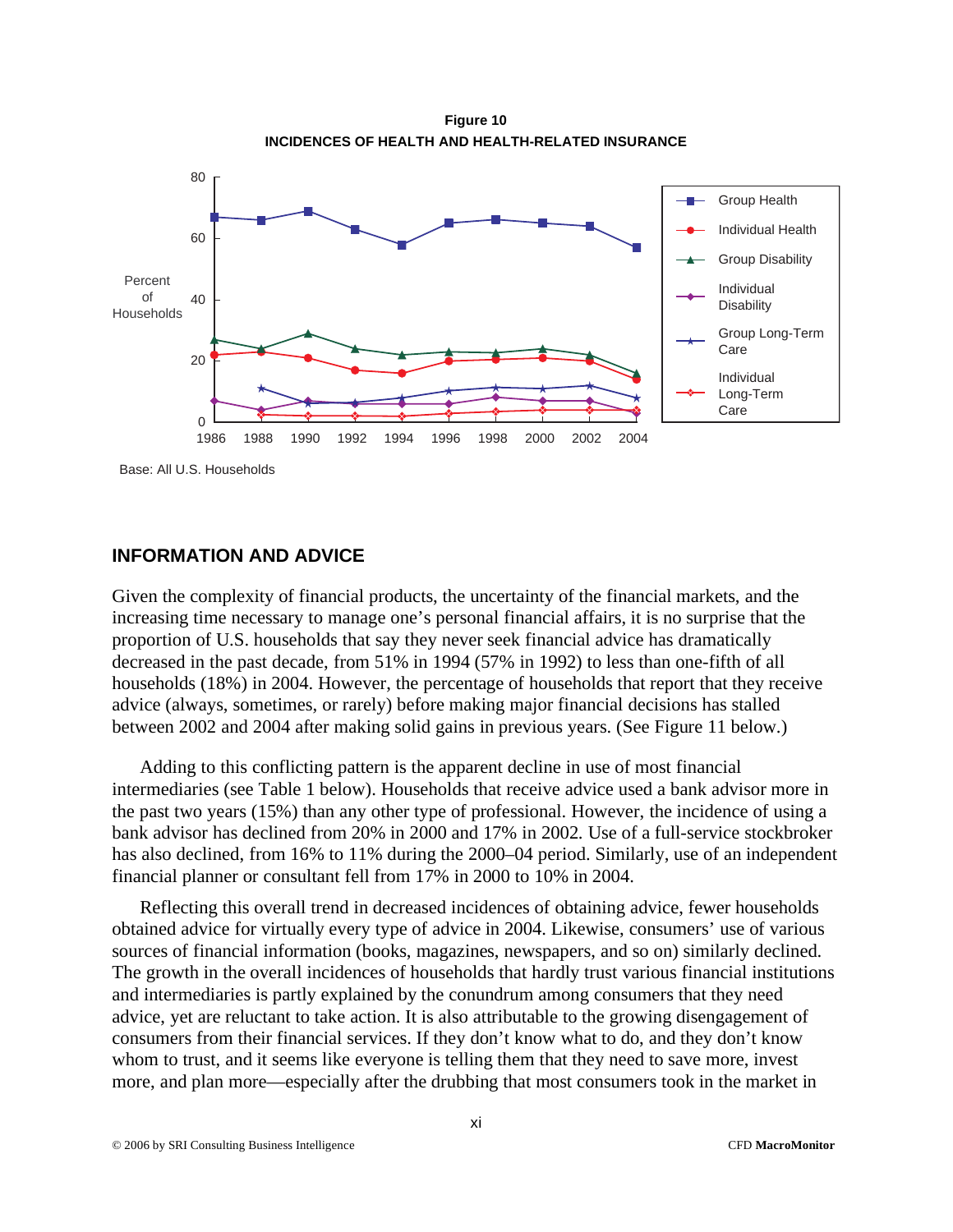**Figure 10**
**INCIDENCES OF HEALTH AND HEALTH-RELATED INSURANCE**

Base: All U.S. Households

## INFORMATION AND ADVICE

Given the complexity of financial products, the uncertainty of the financial markets, and the increasing time necessary to manage one's personal financial affairs, it is no surprise that the proportion of U.S. households that say they never seek financial advice has dramatically decreased in the past decade, from 51% in 1994 (57% in 1992) to less than one-fifth of all households (18%) in 2004. However, the percentage of households that report that they receive advice (always, sometimes, or rarely) before making major financial decisions has stalled between 2002 and 2004 after making solid gains in previous years. (See Figure 11 below.)

Adding to this conflicting pattern is the apparent decline in use of most financial intermediaries (see Table 1 below). Households that receive advice used a bank advisor more in the past two years (15%) than any other type of professional. However, the incidence of using a bank advisor has declined from 20% in 2000 and 17% in 2002. Use of a full-service stockbroker has also declined, from 16% to 11% during the 2000–04 period. Similarly, use of an independent financial planner or consultant fell from 17% in 2000 to 10% in 2004.

Reflecting this overall trend in decreased incidences of obtaining advice, fewer households obtained advice for virtually every type of advice in 2004. Likewise, consumers' use of various sources of financial information (books, magazines, newspapers, and so on) similarly declined. The growth in the overall incidences of households that hardly trust various financial institutions and intermediaries is partly explained by the conundrum among consumers that they need advice, yet are reluctant to take action. It is also attributable to the growing disengagement of consumers from their financial services. If they don't know what to do, and they don't know whom to trust, and it seems like everyone is telling them that they need to save more, invest more, and plan more—especially after the drubbing that most consumers took in the market in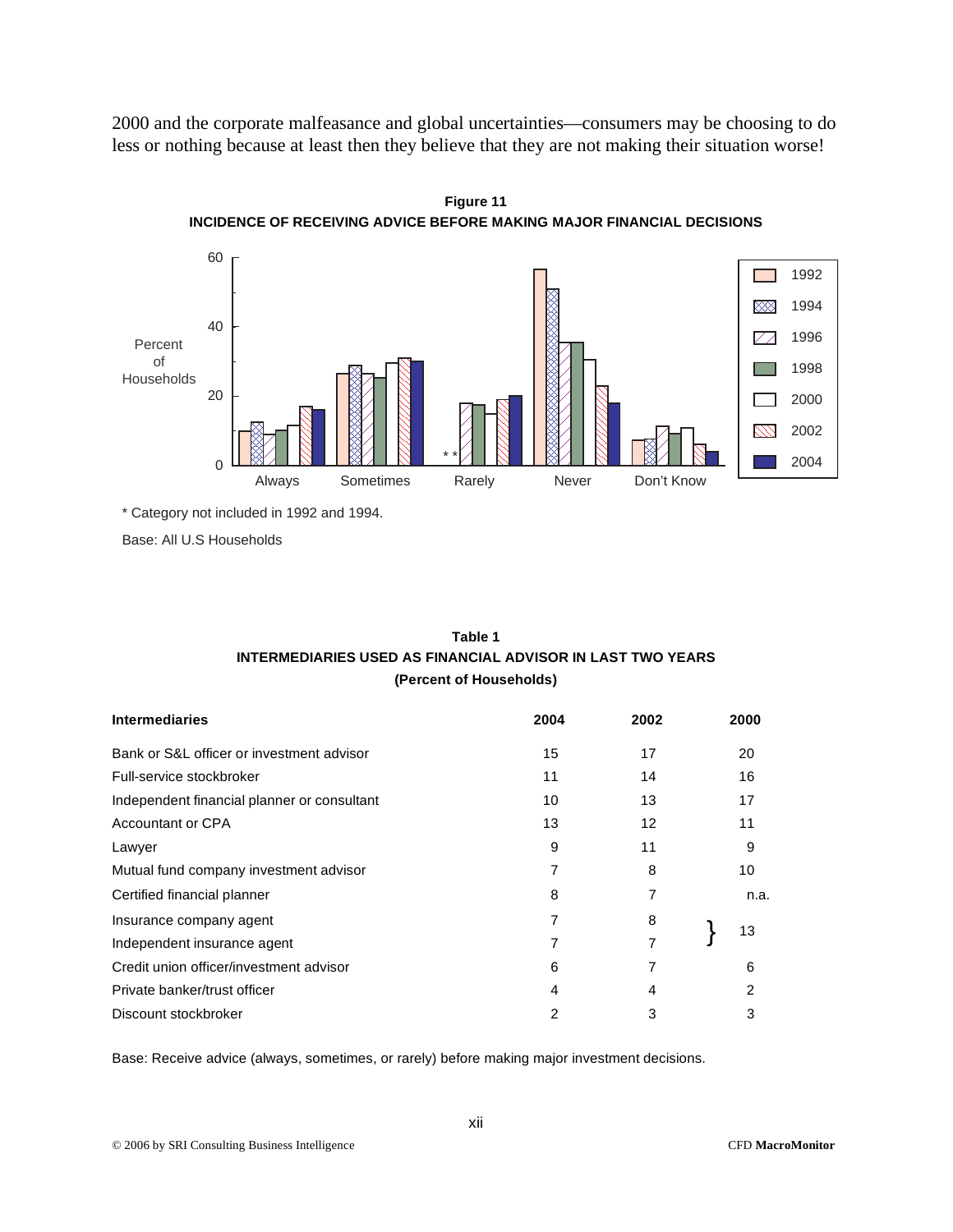2000 and the corporate malfeasance and global uncertainties—consumers may be choosing to do less or nothing because at least then they believe that they are not making their situation worse!

**Figure 11**
**INCIDENCE OF RECEIVING ADVICE BEFORE MAKING MAJOR FINANCIAL DECISIONS**

\* Category not included in 1992 and 1994.

Base: All U.S Households

**Table 1**
**INTERMEDIARIES USED AS FINANCIAL ADVISOR IN LAST TWO YEARS**
**(Percent of Households)**

| Intermediaries | 2004 | 2002 | 2000 |
|---|---|---|---|
| Bank or S&L officer or investment advisor | 15 | 17 | 20 |
| Full-service stockbroker | 11 | 14 | 16 |
| Independent financial planner or consultant | 10 | 13 | 17 |
| Accountant or CPA | 13 | 12 | 11 |
| Lawyer | 9 | 11 | 9 |
| Mutual fund company investment advisor | 7 | 8 | 10 |
| Certified financial planner | 8 | 7 | n.a. |
| Insurance company agent | 7 | 8 | } 13 |
| Independent insurance agent | 7 | 7 | |
| Credit union officer/investment advisor | 6 | 7 | 6 |
| Private banker/trust officer | 4 | 4 | 2 |
| Discount stockbroker | 2 | 3 | 3 |

Base: Receive advice (always, sometimes, or rarely) before making major investment decisions.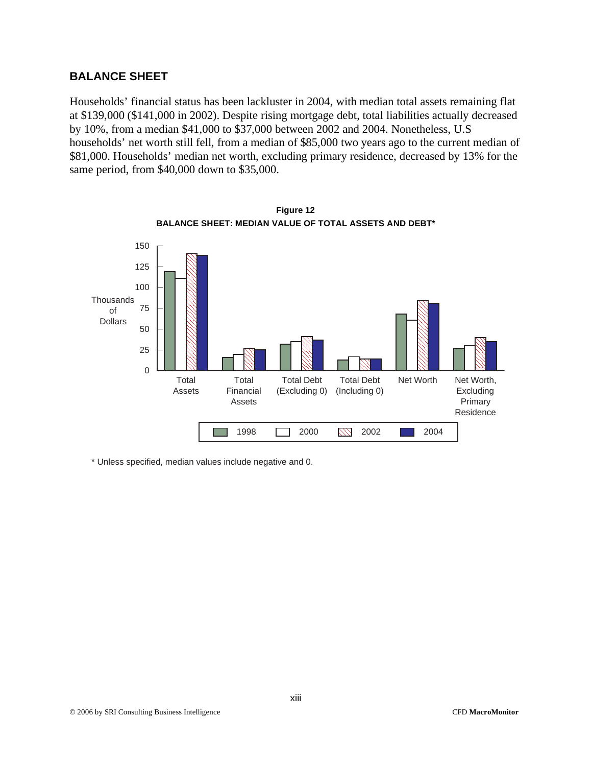## BALANCE SHEET

Households' financial status has been lackluster in 2004, with median total assets remaining flat at $139,000 ($141,000 in 2002). Despite rising mortgage debt, total liabilities actually decreased by 10%, from a median $41,000 to $37,000 between 2002 and 2004. Nonetheless, U.S households' net worth still fell, from a median of $85,000 two years ago to the current median of $81,000. Households' median net worth, excluding primary residence, decreased by 13% for the same period, from $40,000 down to $35,000.

**Figure 12**
**BALANCE SHEET: MEDIAN VALUE OF TOTAL ASSETS AND DEBT***

Thousands of Dollars

150
125
100
75
50
25
0

Total Assets
Total Financial Assets
Total Debt (Excluding 0)
Total Debt (Including 0)
Net Worth
Net Worth, Excluding Primary Residence

1998
2000
2002
2004

* Unless specified, median values include negative and 0.